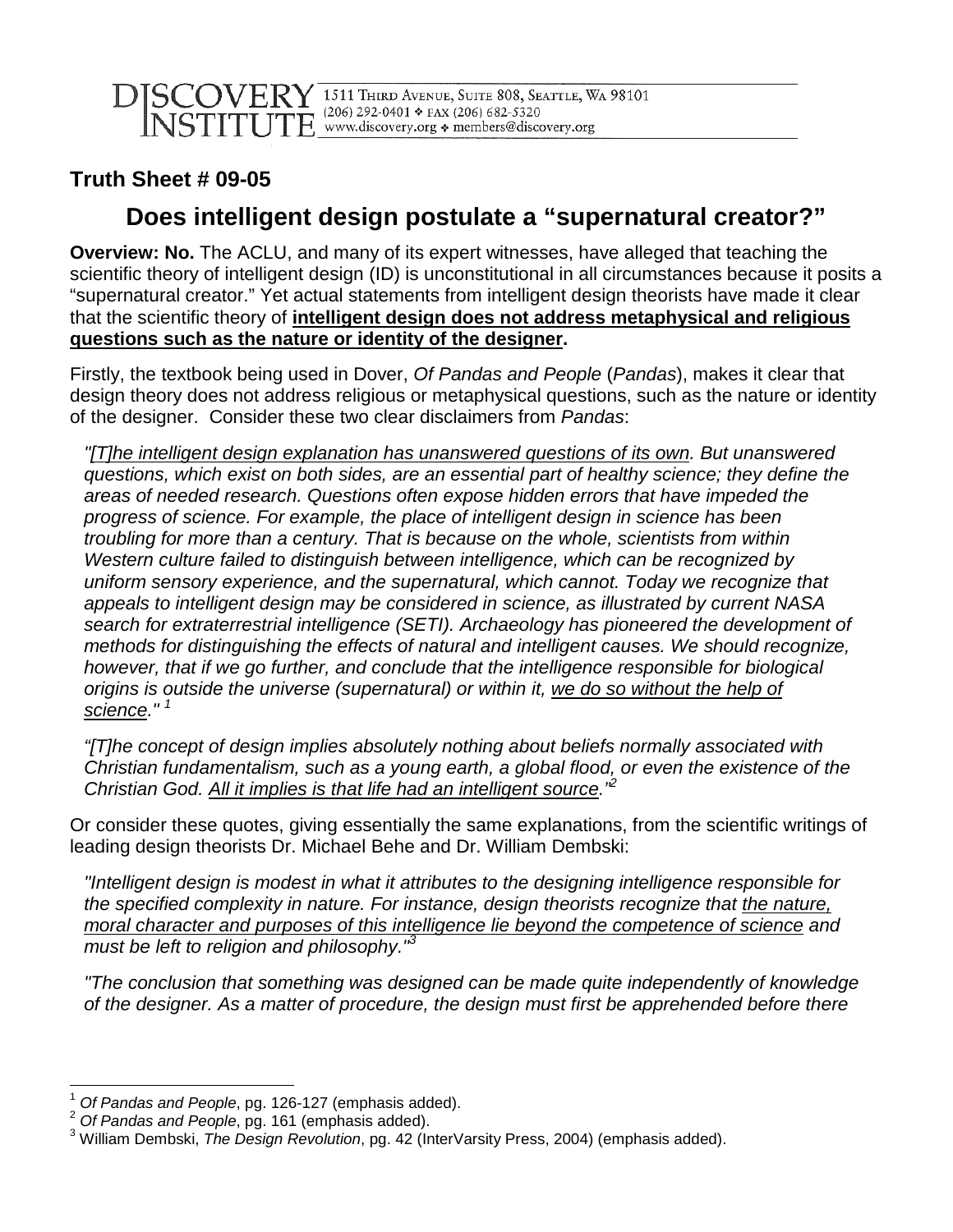DISCOVERY INSTITUTE 1511 Third Avenue, Suite 808, Seattle, WA 98101
(206) 292-0401 ❖ fax (206) 682-5320
www.discovery.org ❖ members@discovery.org

## Truth Sheet # 09-05

# Does intelligent design postulate a "supernatural creator?"

**Overview: No.** The ACLU, and many of its expert witnesses, have alleged that teaching the scientific theory of intelligent design (ID) is unconstitutional in all circumstances because it posits a "supernatural creator." Yet actual statements from intelligent design theorists have made it clear that the scientific theory of <u>**intelligent design does not address metaphysical and religious questions such as the nature or identity of the designer**</u>.

Firstly, the textbook being used in Dover, *Of Pandas and People* (*Pandas*), makes it clear that design theory does not address religious or metaphysical questions, such as the nature or identity of the designer. Consider these two clear disclaimers from *Pandas*:

> *"<u>[T]he intelligent design explanation has unanswered questions of its own</u>. But unanswered questions, which exist on both sides, are an essential part of healthy science; they define the areas of needed research. Questions often expose hidden errors that have impeded the progress of science. For example, the place of intelligent design in science has been troubling for more than a century. That is because on the whole, scientists from within Western culture failed to distinguish between intelligence, which can be recognized by uniform sensory experience, and the supernatural, which cannot. Today we recognize that appeals to intelligent design may be considered in science, as illustrated by current NASA search for extraterrestrial intelligence (SETI). Archaeology has pioneered the development of methods for distinguishing the effects of natural and intelligent causes. We should recognize, however, that if we go further, and conclude that the intelligence responsible for biological origins is outside the universe (supernatural) or within it, <u>we do so without the help of science</u>."* [1]

> *"[T]he concept of design implies absolutely nothing about beliefs normally associated with Christian fundamentalism, such as a young earth, a global flood, or even the existence of the Christian God. <u>All it implies is that life had an intelligent source</u>."* [2]

Or consider these quotes, giving essentially the same explanations, from the scientific writings of leading design theorists Dr. Michael Behe and Dr. William Dembski:

> *"Intelligent design is modest in what it attributes to the designing intelligence responsible for the specified complexity in nature. For instance, design theorists recognize that <u>the nature, moral character and purposes of this intelligence lie beyond the competence of science</u> and must be left to religion and philosophy."* [3]

> *"The conclusion that something was designed can be made quite independently of knowledge of the designer. As a matter of procedure, the design must first be apprehended before there*

---

[1] *Of Pandas and People*, pg. 126-127 (emphasis added).
[2] *Of Pandas and People*, pg. 161 (emphasis added).
[3] William Dembski, *The Design Revolution*, pg. 42 (InterVarsity Press, 2004) (emphasis added).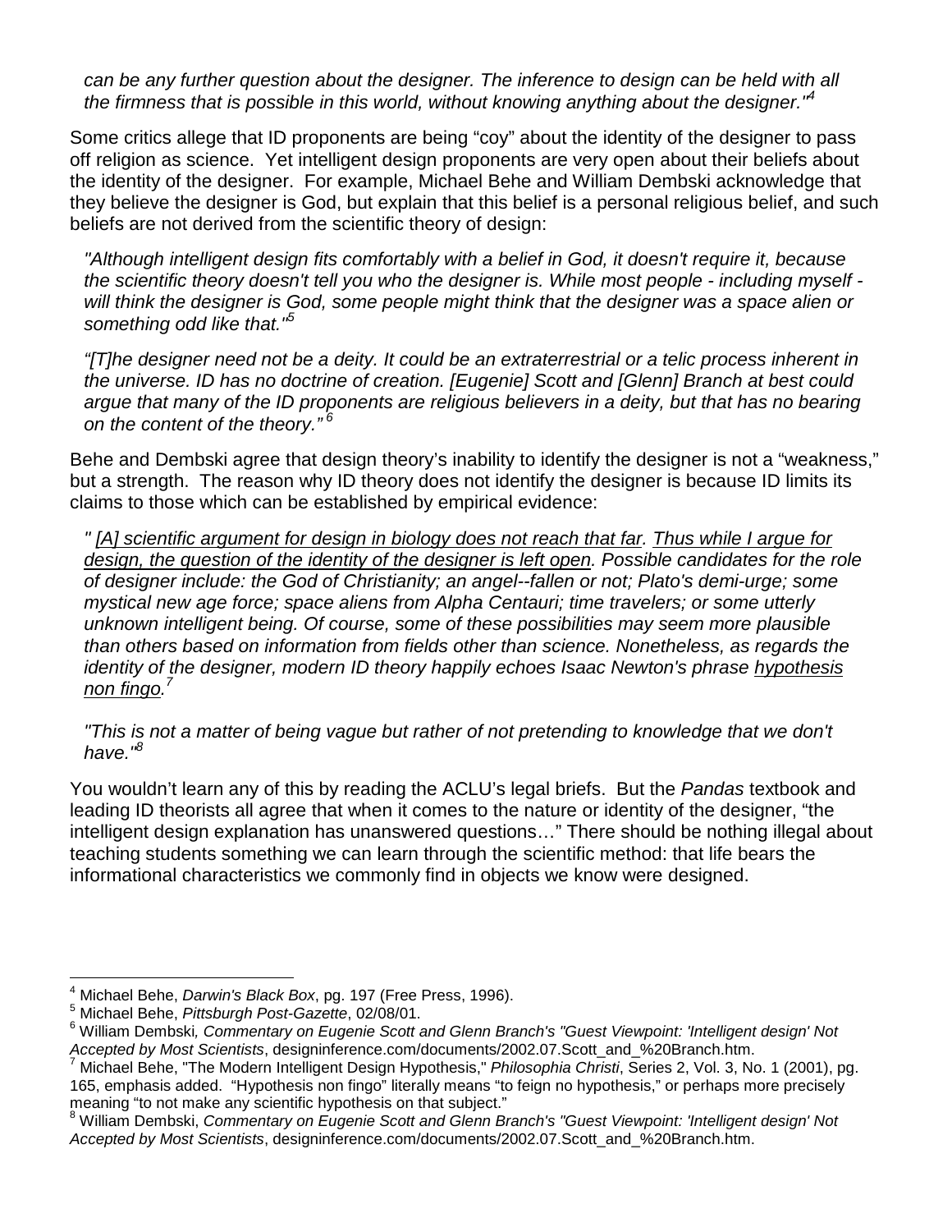*can be any further question about the designer. The inference to design can be held with all the firmness that is possible in this world, without knowing anything about the designer."*[4]

Some critics allege that ID proponents are being "coy" about the identity of the designer to pass off religion as science. Yet intelligent design proponents are very open about their beliefs about the identity of the designer. For example, Michael Behe and William Dembski acknowledge that they believe the designer is God, but explain that this belief is a personal religious belief, and such beliefs are not derived from the scientific theory of design:

*"Although intelligent design fits comfortably with a belief in God, it doesn't require it, because the scientific theory doesn't tell you who the designer is. While most people - including myself - will think the designer is God, some people might think that the designer was a space alien or something odd like that."*[5]

*"[T]he designer need not be a deity. It could be an extraterrestrial or a telic process inherent in the universe. ID has no doctrine of creation. [Eugenie] Scott and [Glenn] Branch at best could argue that many of the ID proponents are religious believers in a deity, but that has no bearing on the content of the theory."*[6]

Behe and Dembski agree that design theory's inability to identify the designer is not a "weakness," but a strength. The reason why ID theory does not identify the designer is because ID limits its claims to those which can be established by empirical evidence:

*" <u>[A] scientific argument for design in biology does not reach that far</u>. <u>Thus while I argue for design, the question of the identity of the designer is left open</u>. Possible candidates for the role of designer include: the God of Christianity; an angel--fallen or not; Plato's demi-urge; some mystical new age force; space aliens from Alpha Centauri; time travelers; or some utterly unknown intelligent being. Of course, some of these possibilities may seem more plausible than others based on information from fields other than science. Nonetheless, as regards the identity of the designer, modern ID theory happily echoes Isaac Newton's phrase <u>hypothesis non fingo</u>.*[7]

*"This is not a matter of being vague but rather of not pretending to knowledge that we don't have."*[8]

You wouldn't learn any of this by reading the ACLU's legal briefs. But the *Pandas* textbook and leading ID theorists all agree that when it comes to the nature or identity of the designer, "the intelligent design explanation has unanswered questions…" There should be nothing illegal about teaching students something we can learn through the scientific method: that life bears the informational characteristics we commonly find in objects we know were designed.

---

[4] Michael Behe, *Darwin's Black Box*, pg. 197 (Free Press, 1996).

[5] Michael Behe, *Pittsburgh Post-Gazette*, 02/08/01.

[6] William Dembski*, Commentary on Eugenie Scott and Glenn Branch's "Guest Viewpoint: 'Intelligent design' Not Accepted by Most Scientists*, designinference.com/documents/2002.07.Scott_and_%20Branch.htm.

[7] Michael Behe, "The Modern Intelligent Design Hypothesis," *Philosophia Christi*, Series 2, Vol. 3, No. 1 (2001), pg. 165, emphasis added. "Hypothesis non fingo" literally means "to feign no hypothesis," or perhaps more precisely meaning "to not make any scientific hypothesis on that subject."

[8] William Dembski, *Commentary on Eugenie Scott and Glenn Branch's "Guest Viewpoint: 'Intelligent design' Not Accepted by Most Scientists*, designinference.com/documents/2002.07.Scott_and_%20Branch.htm.